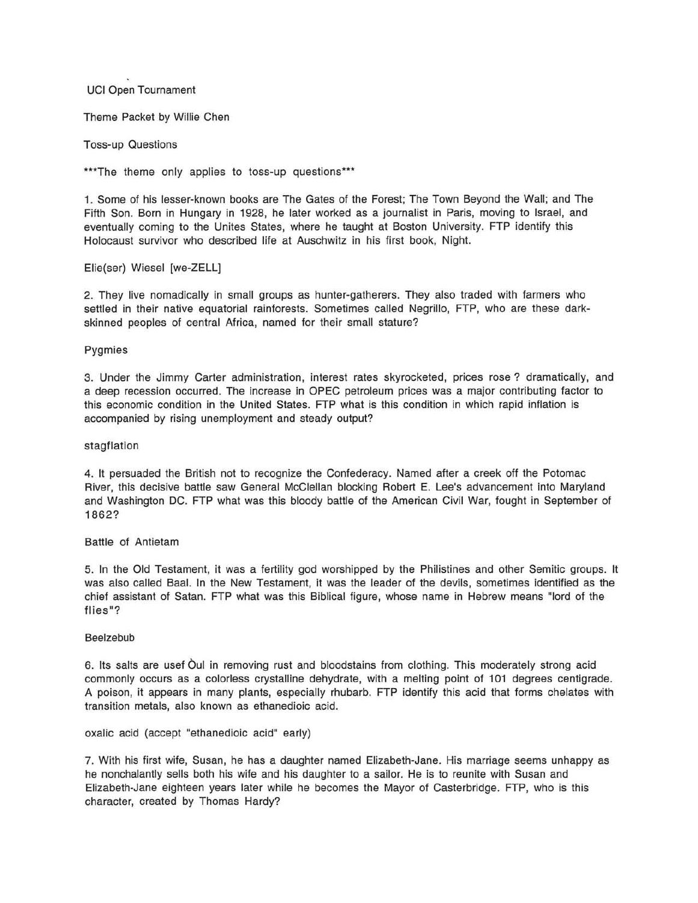UCI Open Tournament

Theme Packet by Willie Chen

Toss-up Questions

***The theme only applies to toss-up questions***

1. Some of his lesser-known books are The Gates of the Forest; The Town Beyond the Wall; and The Fifth Son. Born in Hungary in 1928, he later worked as a journalist in Paris, moving to Israel, and eventually coming to the Unites States, where he taught at Boston University. FTP identify this Holocaust survivor who described life at Auschwitz in his first book, Night.

Elie(ser) Wiesel [we-ZELL]

2. They live nomadically in small groups as hunter-gatherers. They also traded with farmers who settled in their native equatorial rainforests. Sometimes called Negrillo, FTP, who are these dark-skinned peoples of central Africa, named for their small stature?

Pygmies

3. Under the Jimmy Carter administration, interest rates skyrocketed, prices rose ? dramatically, and a deep recession occurred. The increase in OPEC petroleum prices was a major contributing factor to this economic condition in the United States. FTP what is this condition in which rapid inflation is accompanied by rising unemployment and steady output?

stagflation

4. It persuaded the British not to recognize the Confederacy. Named after a creek off the Potomac River, this decisive battle saw General McClellan blocking Robert E. Lee's advancement into Maryland and Washington DC. FTP what was this bloody battle of the American Civil War, fought in September of 1862?

Battle of Antietam

5. In the Old Testament, it was a fertility god worshipped by the Philistines and other Semitic groups. It was also called Baal. In the New Testament, it was the leader of the devils, sometimes identified as the chief assistant of Satan. FTP what was this Biblical figure, whose name in Hebrew means "lord of the flies"?

Beelzebub

6. Its salts are usef Òul in removing rust and bloodstains from clothing. This moderately strong acid commonly occurs as a colorless crystalline dehydrate, with a melting point of 101 degrees centigrade. A poison, it appears in many plants, especially rhubarb. FTP identify this acid that forms chelates with transition metals, also known as ethanedioic acid.

oxalic acid (accept "ethanedioic acid" early)

7. With his first wife, Susan, he has a daughter named Elizabeth-Jane. His marriage seems unhappy as he nonchalantly sells both his wife and his daughter to a sailor. He is to reunite with Susan and Elizabeth-Jane eighteen years later while he becomes the Mayor of Casterbridge. FTP, who is this character, created by Thomas Hardy?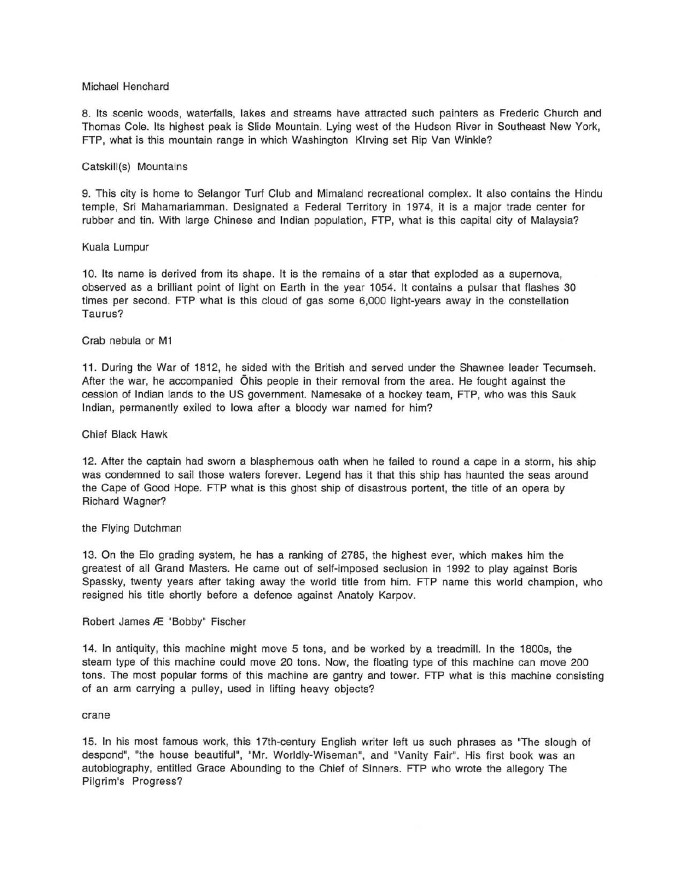Michael Henchard

8. Its scenic woods, waterfalls, lakes and streams have attracted such painters as Frederic Church and Thomas Cole. Its highest peak is Slide Mountain. Lying west of the Hudson River in Southeast New York, FTP, what is this mountain range in which Washington KIrving set Rip Van Winkle?

Catskill(s) Mountains

9. This city is home to Selangor Turf Club and Mimaland recreational complex. It also contains the Hindu temple, Sri Mahamariamman. Designated a Federal Territory in 1974, it is a major trade center for rubber and tin. With large Chinese and Indian population, FTP, what is this capital city of Malaysia?

Kuala Lumpur

10. Its name is derived from its shape. It is the remains of a star that exploded as a supernova, observed as a brilliant point of light on Earth in the year 1054. It contains a pulsar that flashes 30 times per second. FTP what is this cloud of gas some 6,000 light-years away in the constellation Taurus?

Crab nebula or M1

11. During the War of 1812, he sided with the British and served under the Shawnee leader Tecumseh. After the war, he accompanied Õhis people in their removal from the area. He fought against the cession of Indian lands to the US government. Namesake of a hockey team, FTP, who was this Sauk Indian, permanently exiled to Iowa after a bloody war named for him?

Chief Black Hawk

12. After the captain had sworn a blasphemous oath when he failed to round a cape in a storm, his ship was condemned to sail those waters forever. Legend has it that this ship has haunted the seas around the Cape of Good Hope. FTP what is this ghost ship of disastrous portent, the title of an opera by Richard Wagner?

the Flying Dutchman

13. On the Elo grading system, he has a ranking of 2785, the highest ever, which makes him the greatest of all Grand Masters. He came out of self-imposed seclusion in 1992 to play against Boris Spassky, twenty years after taking away the world title from him. FTP name this world champion, who resigned his title shortly before a defence against Anatoly Karpov.

Robert James Æ "Bobby" Fischer

14. In antiquity, this machine might move 5 tons, and be worked by a treadmill. In the 1800s, the steam type of this machine could move 20 tons. Now, the floating type of this machine can move 200 tons. The most popular forms of this machine are gantry and tower. FTP what is this machine consisting of an arm carrying a pulley, used in lifting heavy objects?

crane

15. In his most famous work, this 17th-century English writer left us such phrases as "The slough of despond", "the house beautiful", "Mr. Worldly-Wiseman", and "Vanity Fair". His first book was an autobiography, entitled Grace Abounding to the Chief of Sinners. FTP who wrote the allegory The Pilgrim's Progress?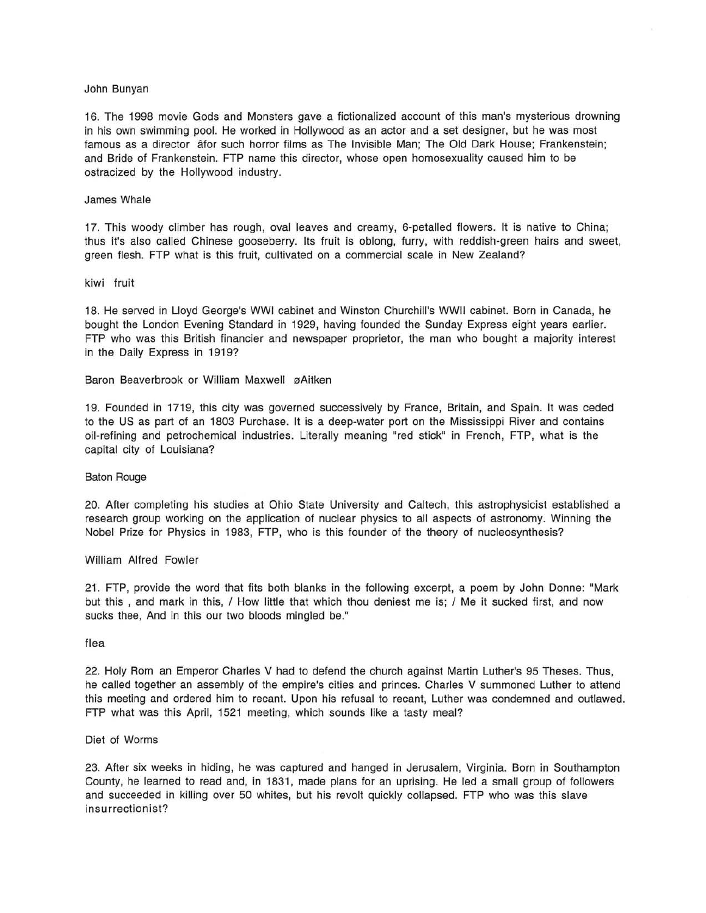John Bunyan

16. The 1998 movie Gods and Monsters gave a fictionalized account of this man's mysterious drowning in his own swimming pool. He worked in Hollywood as an actor and a set designer, but he was most famous as a director âfor such horror films as The Invisible Man; The Old Dark House; Frankenstein; and Bride of Frankenstein. FTP name this director, whose open homosexuality caused him to be ostracized by the Hollywood industry.

James Whale

17. This woody climber has rough, oval leaves and creamy, 6-petalled flowers. It is native to China; thus it's also called Chinese gooseberry. Its fruit is oblong, furry, with reddish-green hairs and sweet, green flesh. FTP what is this fruit, cultivated on a commercial scale in New Zealand?

kiwi fruit

18. He served in Lloyd George's WWI cabinet and Winston Churchill's WWII cabinet. Born in Canada, he bought the London Evening Standard in 1929, having founded the Sunday Express eight years earlier. FTP who was this British financier and newspaper proprietor, the man who bought a majority interest in the Daily Express in 1919?

Baron Beaverbrook or William Maxwell øAitken

19. Founded in 1719, this city was governed successively by France, Britain, and Spain. It was ceded to the US as part of an 1803 Purchase. It is a deep-water port on the Mississippi River and contains oil-refining and petrochemical industries. Literally meaning "red stick" in French, FTP, what is the capital city of Louisiana?

Baton Rouge

20. After completing his studies at Ohio State University and Caltech, this astrophysicist established a research group working on the application of nuclear physics to all aspects of astronomy. Winning the Nobel Prize for Physics in 1983, FTP, who is this founder of the theory of nucleosynthesis?

William Alfred Fowler

21. FTP, provide the word that fits both blanks in the following excerpt, a poem by John Donne: "Mark but this , and mark in this, / How little that which thou deniest me is; / Me it sucked first, and now sucks thee, And in this our two bloods mingled be."

flea

22. Holy Rom an Emperor Charles V had to defend the church against Martin Luther's 95 Theses. Thus, he called together an assembly of the empire's cities and princes. Charles V summoned Luther to attend this meeting and ordered him to recant. Upon his refusal to recant, Luther was condemned and outlawed. FTP what was this April, 1521 meeting, which sounds like a tasty meal?

Diet of Worms

23. After six weeks in hiding, he was captured and hanged in Jerusalem, Virginia. Born in Southampton County, he learned to read and, in 1831, made plans for an uprising. He led a small group of followers and succeeded in killing over 50 whites, but his revolt quickly collapsed. FTP who was this slave insurrectionist?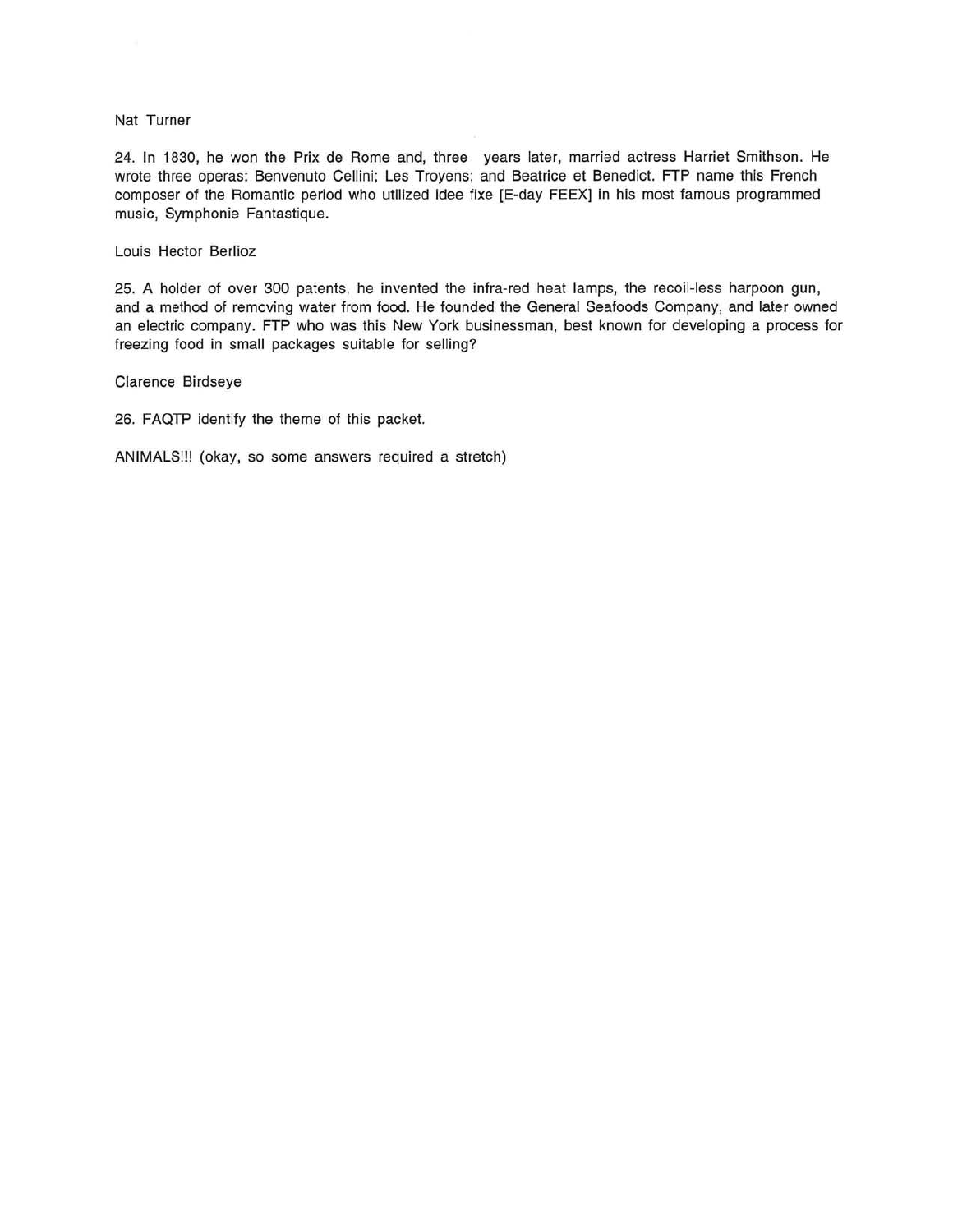Nat Turner

24. In 1830, he won the Prix de Rome and, three years later, married actress Harriet Smithson. He wrote three operas: Benvenuto Cellini; Les Troyens; and Beatrice et Benedict. FTP name this French composer of the Romantic period who utilized idee fixe [E-day FEEX] in his most famous programmed music, Symphonie Fantastique.

Louis Hector Berlioz

25. A holder of over 300 patents, he invented the infra-red heat lamps, the recoil-less harpoon gun, and a method of removing water from food. He founded the General Seafoods Company, and later owned an electric company. FTP who was this New York businessman, best known for developing a process for freezing food in small packages suitable for selling?

Clarence Birdseye

26. FAQTP identify the theme of this packet.

ANIMALS!!! (okay, so some answers required a stretch)